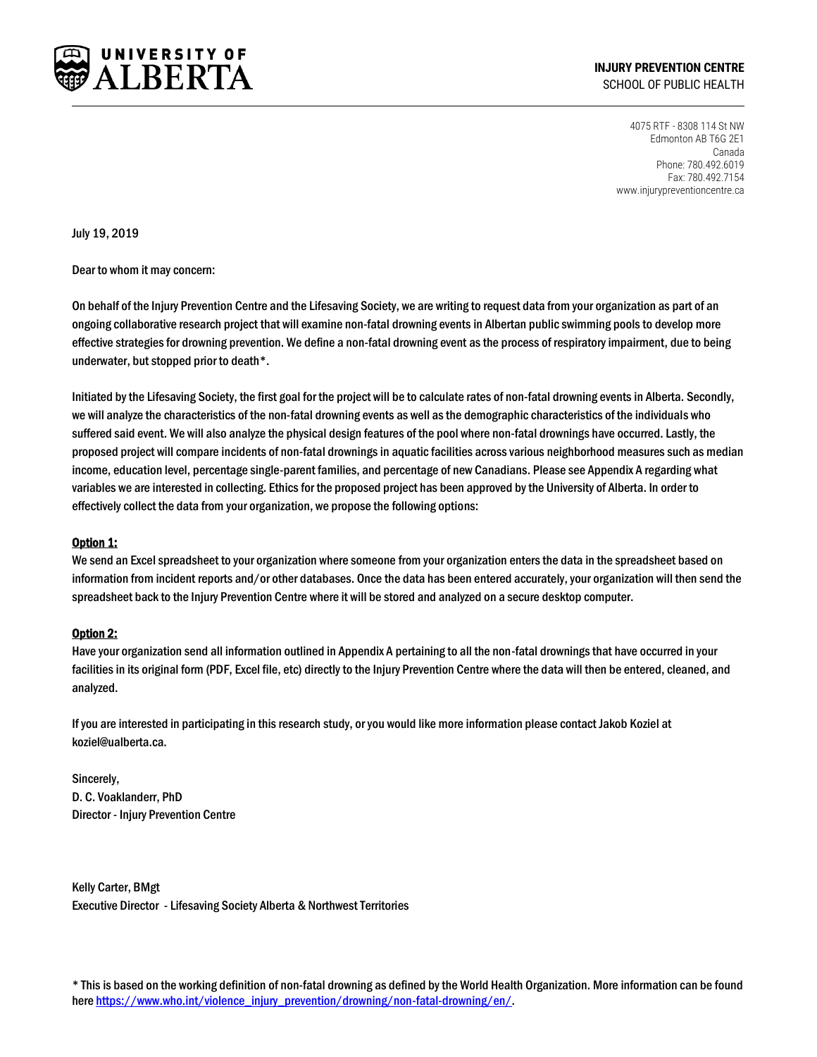UNIVERSITY OF ALBERTA

**INJURY PREVENTION CENTRE**
SCHOOL OF PUBLIC HEALTH

4075 RTF - 8308 114 St NW
Edmonton AB T6G 2E1
Canada
Phone: 780.492.6019
Fax: 780.492.7154
www.injurypreventioncentre.ca

July 19, 2019

Dear to whom it may concern:

On behalf of the Injury Prevention Centre and the Lifesaving Society, we are writing to request data from your organization as part of an ongoing collaborative research project that will examine non-fatal drowning events in Albertan public swimming pools to develop more effective strategies for drowning prevention. We define a non-fatal drowning event as the process of respiratory impairment, due to being underwater, but stopped prior to death*.

Initiated by the Lifesaving Society, the first goal for the project will be to calculate rates of non-fatal drowning events in Alberta. Secondly, we will analyze the characteristics of the non-fatal drowning events as well as the demographic characteristics of the individuals who suffered said event. We will also analyze the physical design features of the pool where non-fatal drownings have occurred. Lastly, the proposed project will compare incidents of non-fatal drownings in aquatic facilities across various neighborhood measures such as median income, education level, percentage single-parent families, and percentage of new Canadians. Please see Appendix A regarding what variables we are interested in collecting. Ethics for the proposed project has been approved by the University of Alberta. In order to effectively collect the data from your organization, we propose the following options:

**Option 1:**
We send an Excel spreadsheet to your organization where someone from your organization enters the data in the spreadsheet based on information from incident reports and/or other databases. Once the data has been entered accurately, your organization will then send the spreadsheet back to the Injury Prevention Centre where it will be stored and analyzed on a secure desktop computer.

**Option 2:**
Have your organization send all information outlined in Appendix A pertaining to all the non-fatal drownings that have occurred in your facilities in its original form (PDF, Excel file, etc) directly to the Injury Prevention Centre where the data will then be entered, cleaned, and analyzed.

If you are interested in participating in this research study, or you would like more information please contact Jakob Koziel at koziel@ualberta.ca.

Sincerely,
D. C. Voaklanderr, PhD
Director - Injury Prevention Centre

Kelly Carter, BMgt
Executive Director - Lifesaving Society Alberta & Northwest Territories

* This is based on the working definition of non-fatal drowning as defined by the World Health Organization. More information can be found here https://www.who.int/violence_injury_prevention/drowning/non-fatal-drowning/en/.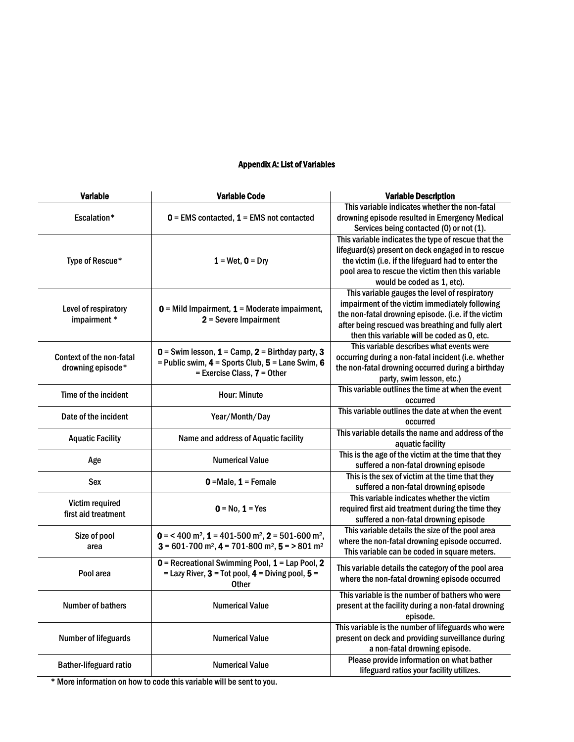## Appendix A: List of Variables

| Variable | Variable Code | Variable Description |
|---|---|---|
| Escalation* | **0** = EMS contacted, **1** = EMS not contacted | This variable indicates whether the non-fatal drowning episode resulted in Emergency Medical Services being contacted (0) or not (1). |
| Type of Rescue* | **1** = Wet, **0** = Dry | This variable indicates the type of rescue that the lifeguard(s) present on deck engaged in to rescue the victim (i.e. if the lifeguard had to enter the pool area to rescue the victim then this variable would be coded as 1, etc). |
| Level of respiratory impairment * | **0** = Mild Impairment, **1** = Moderate impairment, **2** = Severe Impairment | This variable gauges the level of respiratory impairment of the victim immediately following the non-fatal drowning episode. (i.e. if the victim after being rescued was breathing and fully alert then this variable will be coded as 0, etc. |
| Context of the non-fatal drowning episode* | **0** = Swim lesson, **1** = Camp, **2** = Birthday party, **3** = Public swim, **4** = Sports Club, **5** = Lane Swim, **6** = Exercise Class, **7** = Other | This variable describes what events were occurring during a non-fatal incident (i.e. whether the non-fatal drowning occurred during a birthday party, swim lesson, etc.) |
| Time of the incident | Hour: Minute | This variable outlines the time at when the event occurred |
| Date of the incident | Year/Month/Day | This variable outlines the date at when the event occurred |
| Aquatic Facility | Name and address of Aquatic facility | This variable details the name and address of the aquatic facility |
| Age | Numerical Value | This is the age of the victim at the time that they suffered a non-fatal drowning episode |
| Sex | **0** =Male, **1** = Female | This is the sex of victim at the time that they suffered a non-fatal drowning episode |
| Victim required first aid treatment | **0** = No, **1** = Yes | This variable indicates whether the victim required first aid treatment during the time they suffered a non-fatal drowning episode |
| Size of pool area | **0** = < 400 $m^2$, **1** = 401-500 $m^2$, **2** = 501-600 $m^2$, **3** = 601-700 $m^2$, **4** = 701-800 $m^2$, **5** = > 801 $m^2$ | This variable details the size of the pool area where the non-fatal drowning episode occurred. This variable can be coded in square meters. |
| Pool area | **0** = Recreational Swimming Pool, **1** = Lap Pool, **2** = Lazy River, **3** = Tot pool, **4** = Diving pool, **5** = Other | This variable details the category of the pool area where the non-fatal drowning episode occurred |
| Number of bathers | Numerical Value | This variable is the number of bathers who were present at the facility during a non-fatal drowning episode. |
| Number of lifeguards | Numerical Value | This variable is the number of lifeguards who were present on deck and providing surveillance during a non-fatal drowning episode. |
| Bather-lifeguard ratio | Numerical Value | Please provide information on what bather lifeguard ratios your facility utilizes. |

\* More information on how to code this variable will be sent to you.